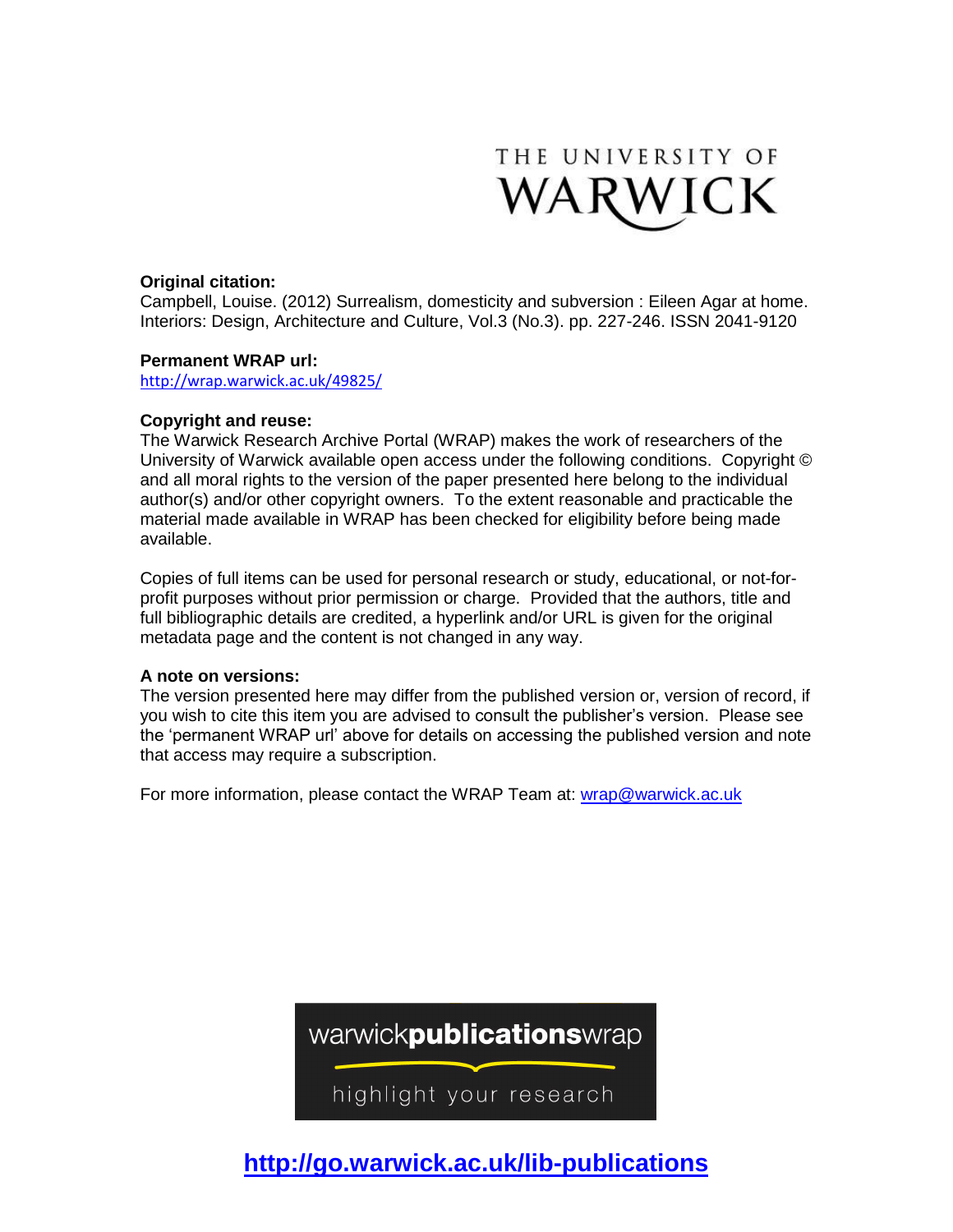THE UNIVERSITY OF WARWICK

**Original citation:**
Campbell, Louise. (2012) Surrealism, domesticity and subversion : Eileen Agar at home. Interiors: Design, Architecture and Culture, Vol.3 (No.3). pp. 227-246. ISSN 2041-9120

**Permanent WRAP url:**
http://wrap.warwick.ac.uk/49825/

**Copyright and reuse:**
The Warwick Research Archive Portal (WRAP) makes the work of researchers of the University of Warwick available open access under the following conditions. Copyright © and all moral rights to the version of the paper presented here belong to the individual author(s) and/or other copyright owners. To the extent reasonable and practicable the material made available in WRAP has been checked for eligibility before being made available.

Copies of full items can be used for personal research or study, educational, or not-for-profit purposes without prior permission or charge. Provided that the authors, title and full bibliographic details are credited, a hyperlink and/or URL is given for the original metadata page and the content is not changed in any way.

**A note on versions:**
The version presented here may differ from the published version or, version of record, if you wish to cite this item you are advised to consult the publisher's version. Please see the 'permanent WRAP url' above for details on accessing the published version and note that access may require a subscription.

For more information, please contact the WRAP Team at: wrap@warwick.ac.uk

warwick**publications**wrap

highlight your research

**http://go.warwick.ac.uk/lib-publications**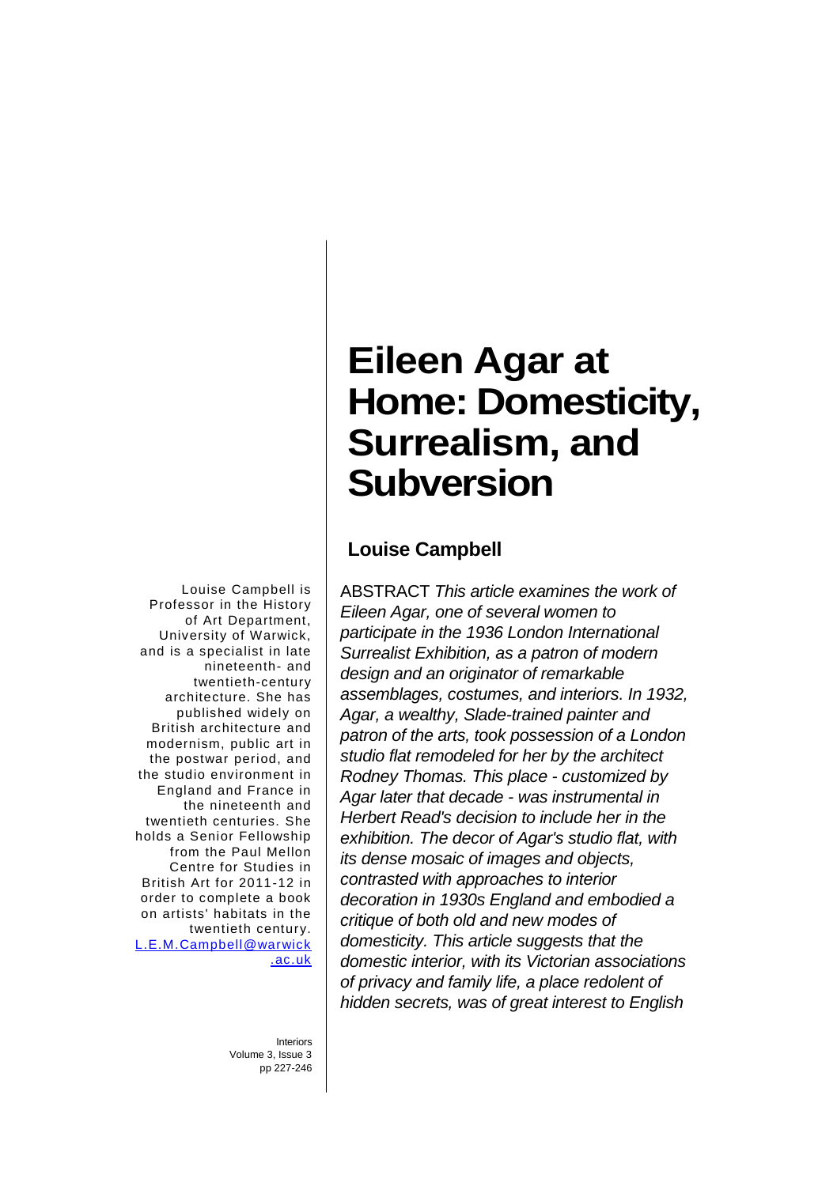# Eileen Agar at Home: Domesticity, Surrealism, and Subversion

## Louise Campbell

Louise Campbell is Professor in the History of Art Department, University of Warwick, and is a specialist in late nineteenth- and twentieth-century architecture. She has published widely on British architecture and modernism, public art in the postwar period, and the studio environment in England and France in the nineteenth and twentieth centuries. She holds a Senior Fellowship from the Paul Mellon Centre for Studies in British Art for 2011-12 in order to complete a book on artists' habitats in the twentieth century. L.E.M.Campbell@warwick.ac.uk

ABSTRACT *This article examines the work of Eileen Agar, one of several women to participate in the 1936 London International Surrealist Exhibition, as a patron of modern design and an originator of remarkable assemblages, costumes, and interiors. In 1932, Agar, a wealthy, Slade-trained painter and patron of the arts, took possession of a London studio flat remodeled for her by the architect Rodney Thomas. This place - customized by Agar later that decade - was instrumental in Herbert Read's decision to include her in the exhibition. The decor of Agar's studio flat, with its dense mosaic of images and objects, contrasted with approaches to interior decoration in 1930s England and embodied a critique of both old and new modes of domesticity. This article suggests that the domestic interior, with its Victorian associations of privacy and family life, a place redolent of hidden secrets, was of great interest to English*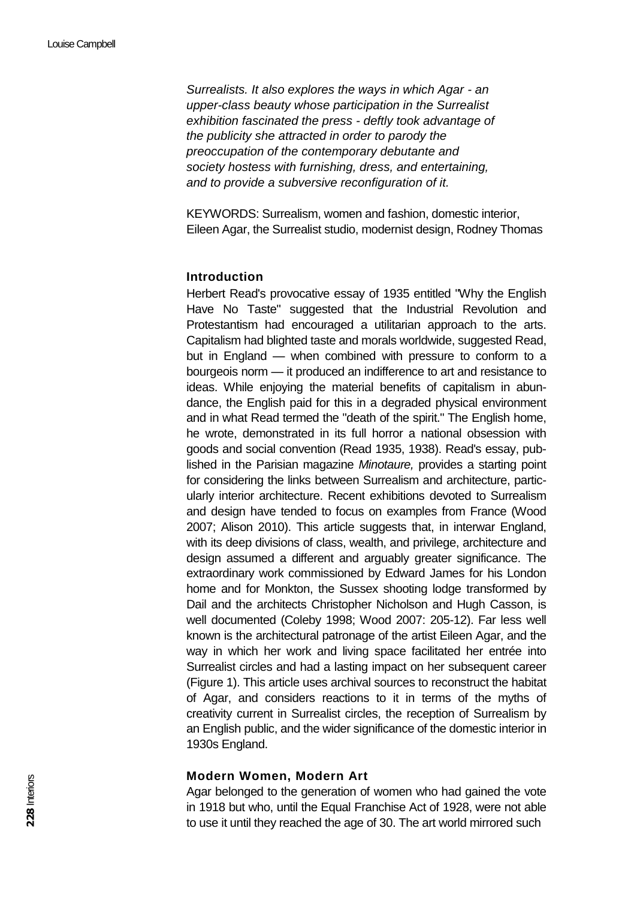*Surrealists. It also explores the ways in which Agar - an upper-class beauty whose participation in the Surrealist exhibition fascinated the press - deftly took advantage of the publicity she attracted in order to parody the preoccupation of the contemporary debutante and society hostess with furnishing, dress, and entertaining, and to provide a subversive reconfiguration of it.*

KEYWORDS: Surrealism, women and fashion, domestic interior, Eileen Agar, the Surrealist studio, modernist design, Rodney Thomas

## Introduction

Herbert Read's provocative essay of 1935 entitled "Why the English Have No Taste" suggested that the Industrial Revolution and Protestantism had encouraged a utilitarian approach to the arts. Capitalism had blighted taste and morals worldwide, suggested Read, but in England — when combined with pressure to conform to a bourgeois norm — it produced an indifference to art and resistance to ideas. While enjoying the material benefits of capitalism in abundance, the English paid for this in a degraded physical environment and in what Read termed the "death of the spirit." The English home, he wrote, demonstrated in its full horror a national obsession with goods and social convention (Read 1935, 1938). Read's essay, published in the Parisian magazine *Minotaure,* provides a starting point for considering the links between Surrealism and architecture, particularly interior architecture. Recent exhibitions devoted to Surrealism and design have tended to focus on examples from France (Wood 2007; Alison 2010). This article suggests that, in interwar England, with its deep divisions of class, wealth, and privilege, architecture and design assumed a different and arguably greater significance. The extraordinary work commissioned by Edward James for his London home and for Monkton, the Sussex shooting lodge transformed by Dail and the architects Christopher Nicholson and Hugh Casson, is well documented (Coleby 1998; Wood 2007: 205-12). Far less well known is the architectural patronage of the artist Eileen Agar, and the way in which her work and living space facilitated her entrée into Surrealist circles and had a lasting impact on her subsequent career (Figure 1). This article uses archival sources to reconstruct the habitat of Agar, and considers reactions to it in terms of the myths of creativity current in Surrealist circles, the reception of Surrealism by an English public, and the wider significance of the domestic interior in 1930s England.

## Modern Women, Modern Art

Agar belonged to the generation of women who had gained the vote in 1918 but who, until the Equal Franchise Act of 1928, were not able to use it until they reached the age of 30. The art world mirrored such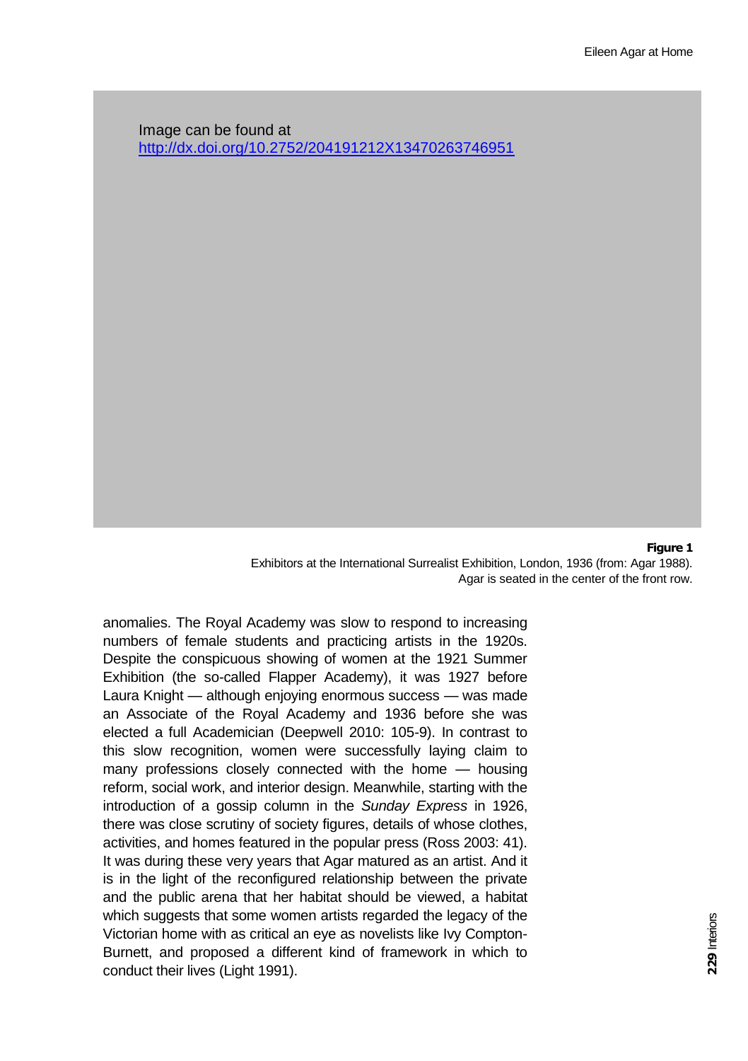Image can be found at [http://dx.doi.org/10.2752/204191212X13470263746951](http://dx.doi.org/10.2752/204191212X13470263746951)

**Figure 1**
Exhibitors at the International Surrealist Exhibition, London, 1936 (from: Agar 1988). Agar is seated in the center of the front row.

anomalies. The Royal Academy was slow to respond to increasing numbers of female students and practicing artists in the 1920s. Despite the conspicuous showing of women at the 1921 Summer Exhibition (the so-called Flapper Academy), it was 1927 before Laura Knight — although enjoying enormous success — was made an Associate of the Royal Academy and 1936 before she was elected a full Academician (Deepwell 2010: 105-9). In contrast to this slow recognition, women were successfully laying claim to many professions closely connected with the home — housing reform, social work, and interior design. Meanwhile, starting with the introduction of a gossip column in the *Sunday Express* in 1926, there was close scrutiny of society figures, details of whose clothes, activities, and homes featured in the popular press (Ross 2003: 41). It was during these very years that Agar matured as an artist. And it is in the light of the reconfigured relationship between the private and the public arena that her habitat should be viewed, a habitat which suggests that some women artists regarded the legacy of the Victorian home with as critical an eye as novelists like Ivy Compton-Burnett, and proposed a different kind of framework in which to conduct their lives (Light 1991).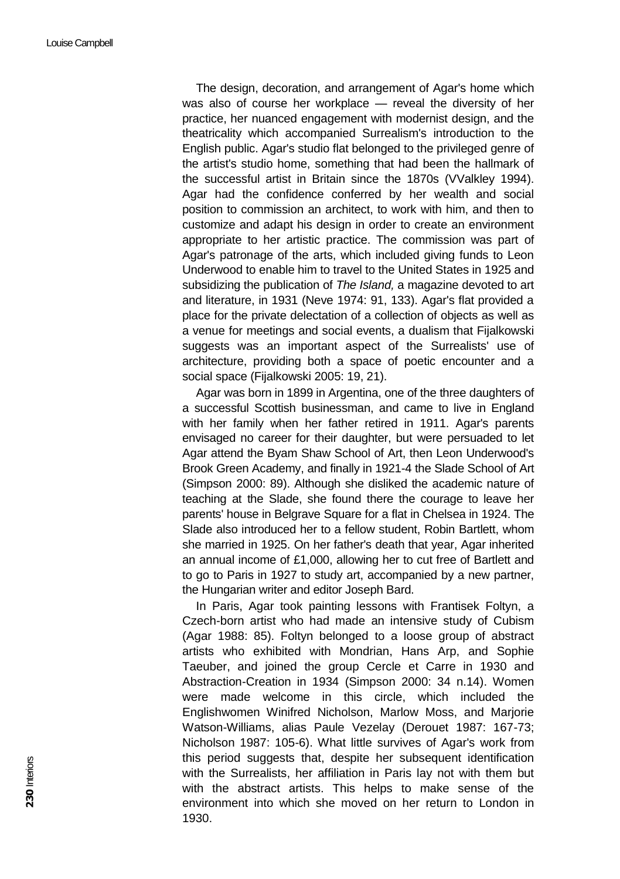The design, decoration, and arrangement of Agar's home which was also of course her workplace — reveal the diversity of her practice, her nuanced engagement with modernist design, and the theatricality which accompanied Surrealism's introduction to the English public. Agar's studio flat belonged to the privileged genre of the artist's studio home, something that had been the hallmark of the successful artist in Britain since the 1870s (VValkley 1994). Agar had the confidence conferred by her wealth and social position to commission an architect, to work with him, and then to customize and adapt his design in order to create an environment appropriate to her artistic practice. The commission was part of Agar's patronage of the arts, which included giving funds to Leon Underwood to enable him to travel to the United States in 1925 and subsidizing the publication of *The Island,* a magazine devoted to art and literature, in 1931 (Neve 1974: 91, 133). Agar's flat provided a place for the private delectation of a collection of objects as well as a venue for meetings and social events, a dualism that Fijalkowski suggests was an important aspect of the Surrealists' use of architecture, providing both a space of poetic encounter and a social space (Fijalkowski 2005: 19, 21).

Agar was born in 1899 in Argentina, one of the three daughters of a successful Scottish businessman, and came to live in England with her family when her father retired in 1911. Agar's parents envisaged no career for their daughter, but were persuaded to let Agar attend the Byam Shaw School of Art, then Leon Underwood's Brook Green Academy, and finally in 1921-4 the Slade School of Art (Simpson 2000: 89). Although she disliked the academic nature of teaching at the Slade, she found there the courage to leave her parents' house in Belgrave Square for a flat in Chelsea in 1924. The Slade also introduced her to a fellow student, Robin Bartlett, whom she married in 1925. On her father's death that year, Agar inherited an annual income of £1,000, allowing her to cut free of Bartlett and to go to Paris in 1927 to study art, accompanied by a new partner, the Hungarian writer and editor Joseph Bard.

In Paris, Agar took painting lessons with Frantisek Foltyn, a Czech-born artist who had made an intensive study of Cubism (Agar 1988: 85). Foltyn belonged to a loose group of abstract artists who exhibited with Mondrian, Hans Arp, and Sophie Taeuber, and joined the group Cercle et Carre in 1930 and Abstraction-Creation in 1934 (Simpson 2000: 34 n.14). Women were made welcome in this circle, which included the Englishwomen Winifred Nicholson, Marlow Moss, and Marjorie Watson-Williams, alias Paule Vezelay (Derouet 1987: 167-73; Nicholson 1987: 105-6). What little survives of Agar's work from this period suggests that, despite her subsequent identification with the Surrealists, her affiliation in Paris lay not with them but with the abstract artists. This helps to make sense of the environment into which she moved on her return to London in 1930.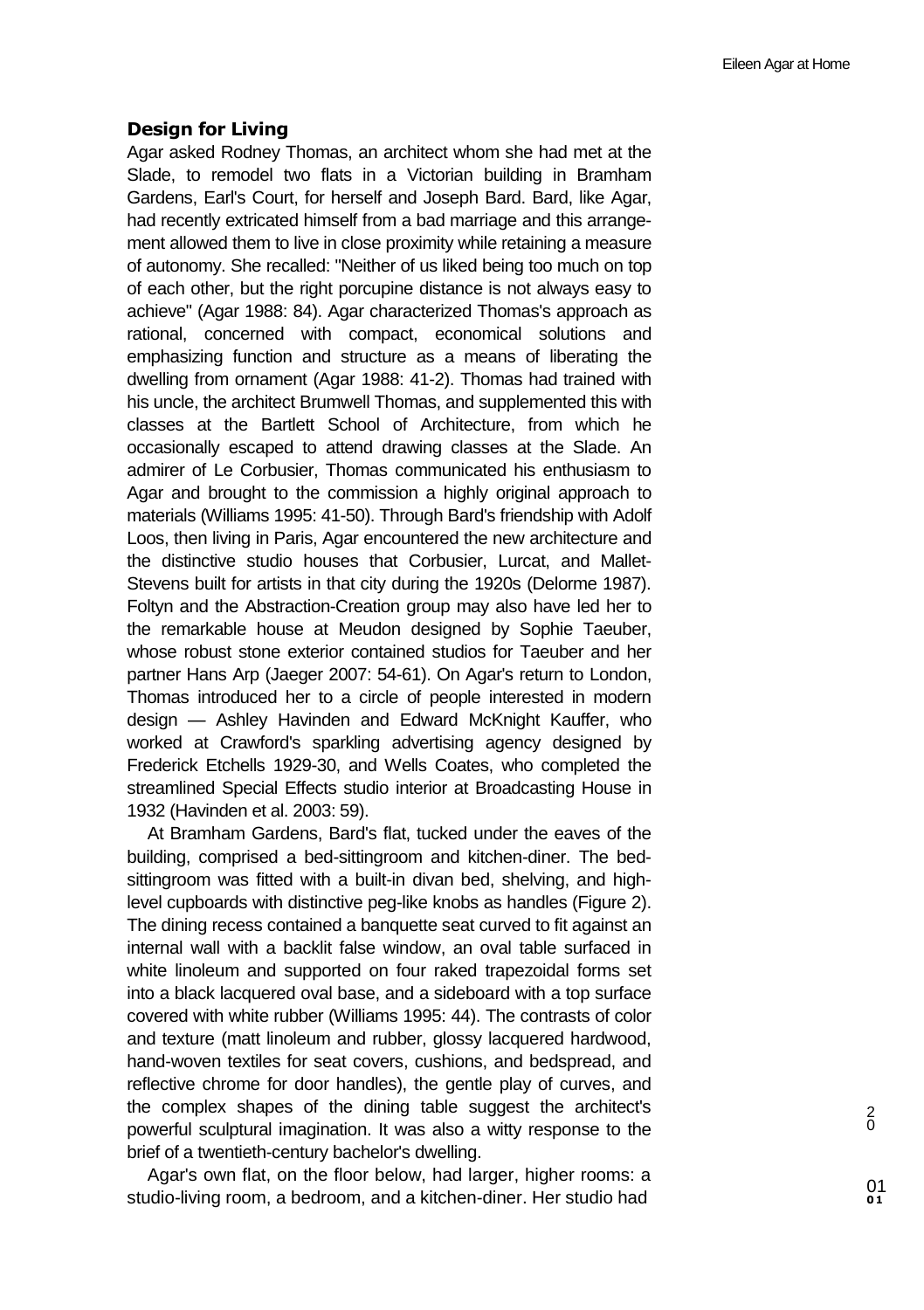## Design for Living

Agar asked Rodney Thomas, an architect whom she had met at the Slade, to remodel two flats in a Victorian building in Bramham Gardens, Earl's Court, for herself and Joseph Bard. Bard, like Agar, had recently extricated himself from a bad marriage and this arrangement allowed them to live in close proximity while retaining a measure of autonomy. She recalled: "Neither of us liked being too much on top of each other, but the right porcupine distance is not always easy to achieve" (Agar 1988: 84). Agar characterized Thomas's approach as rational, concerned with compact, economical solutions and emphasizing function and structure as a means of liberating the dwelling from ornament (Agar 1988: 41-2). Thomas had trained with his uncle, the architect Brumwell Thomas, and supplemented this with classes at the Bartlett School of Architecture, from which he occasionally escaped to attend drawing classes at the Slade. An admirer of Le Corbusier, Thomas communicated his enthusiasm to Agar and brought to the commission a highly original approach to materials (Williams 1995: 41-50). Through Bard's friendship with Adolf Loos, then living in Paris, Agar encountered the new architecture and the distinctive studio houses that Corbusier, Lurcat, and Mallet-Stevens built for artists in that city during the 1920s (Delorme 1987). Foltyn and the Abstraction-Creation group may also have led her to the remarkable house at Meudon designed by Sophie Taeuber, whose robust stone exterior contained studios for Taeuber and her partner Hans Arp (Jaeger 2007: 54-61). On Agar's return to London, Thomas introduced her to a circle of people interested in modern design — Ashley Havinden and Edward McKnight Kauffer, who worked at Crawford's sparkling advertising agency designed by Frederick Etchells 1929-30, and Wells Coates, who completed the streamlined Special Effects studio interior at Broadcasting House in 1932 (Havinden et al. 2003: 59).

At Bramham Gardens, Bard's flat, tucked under the eaves of the building, comprised a bed-sittingroom and kitchen-diner. The bed-sittingroom was fitted with a built-in divan bed, shelving, and high-level cupboards with distinctive peg-like knobs as handles (Figure 2). The dining recess contained a banquette seat curved to fit against an internal wall with a backlit false window, an oval table surfaced in white linoleum and supported on four raked trapezoidal forms set into a black lacquered oval base, and a sideboard with a top surface covered with white rubber (Williams 1995: 44). The contrasts of color and texture (matt linoleum and rubber, glossy lacquered hardwood, hand-woven textiles for seat covers, cushions, and bedspread, and reflective chrome for door handles), the gentle play of curves, and the complex shapes of the dining table suggest the architect's powerful sculptural imagination. It was also a witty response to the brief of a twentieth-century bachelor's dwelling.

Agar's own flat, on the floor below, had larger, higher rooms: a studio-living room, a bedroom, and a kitchen-diner. Her studio had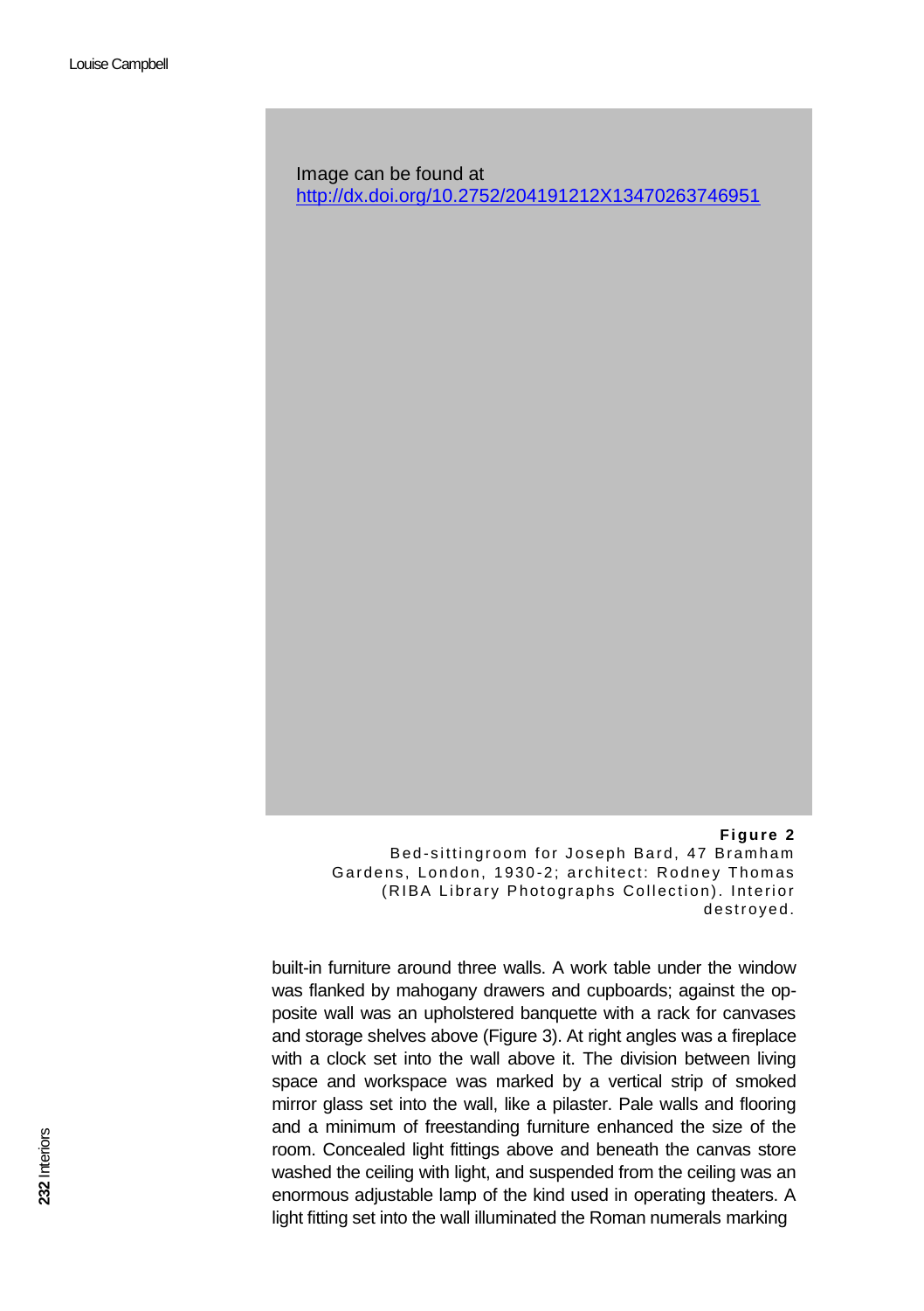Image can be found at
http://dx.doi.org/10.2752/204191212X13470263746951

**Figure 2**
Bed-sittingroom for Joseph Bard, 47 Bramham Gardens, London, 1930-2; architect: Rodney Thomas (RIBA Library Photographs Collection). Interior destroyed.

built-in furniture around three walls. A work table under the window was flanked by mahogany drawers and cupboards; against the opposite wall was an upholstered banquette with a rack for canvases and storage shelves above (Figure 3). At right angles was a fireplace with a clock set into the wall above it. The division between living space and workspace was marked by a vertical strip of smoked mirror glass set into the wall, like a pilaster. Pale walls and flooring and a minimum of freestanding furniture enhanced the size of the room. Concealed light fittings above and beneath the canvas store washed the ceiling with light, and suspended from the ceiling was an enormous adjustable lamp of the kind used in operating theaters. A light fitting set into the wall illuminated the Roman numerals marking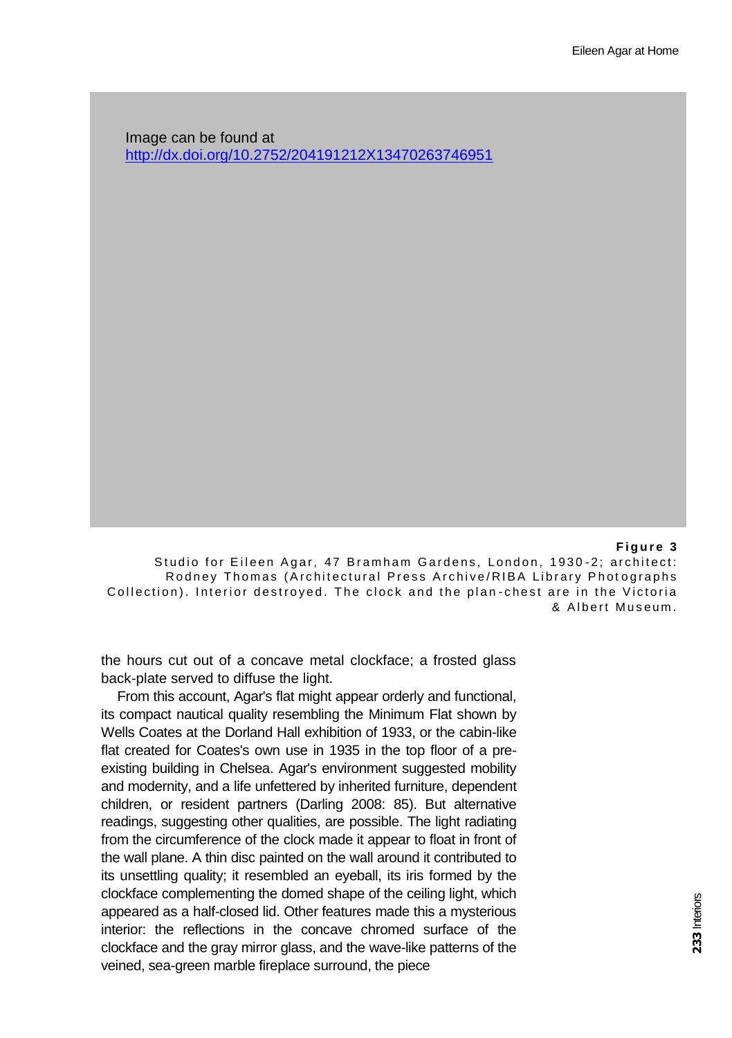Image can be found at [http://dx.doi.org/10.2752/204191212X13470263746951](http://dx.doi.org/10.2752/204191212X13470263746951)

**Figure 3**
Studio for Eileen Agar, 47 Bramham Gardens, London, 1930-2; architect: Rodney Thomas (Architectural Press Archive/RIBA Library Photographs Collection). Interior destroyed. The clock and the plan-chest are in the Victoria & Albert Museum.

the hours cut out of a concave metal clockface; a frosted glass back-plate served to diffuse the light.

From this account, Agar's flat might appear orderly and functional, its compact nautical quality resembling the Minimum Flat shown by Wells Coates at the Dorland Hall exhibition of 1933, or the cabin-like flat created for Coates's own use in 1935 in the top floor of a pre-existing building in Chelsea. Agar's environment suggested mobility and modernity, and a life unfettered by inherited furniture, dependent children, or resident partners (Darling 2008: 85). But alternative readings, suggesting other qualities, are possible. The light radiating from the circumference of the clock made it appear to float in front of the wall plane. A thin disc painted on the wall around it contributed to its unsettling quality; it resembled an eyeball, its iris formed by the clockface complementing the domed shape of the ceiling light, which appeared as a half-closed lid. Other features made this a mysterious interior: the reflections in the concave chromed surface of the clockface and the gray mirror glass, and the wave-like patterns of the veined, sea-green marble fireplace surround, the piece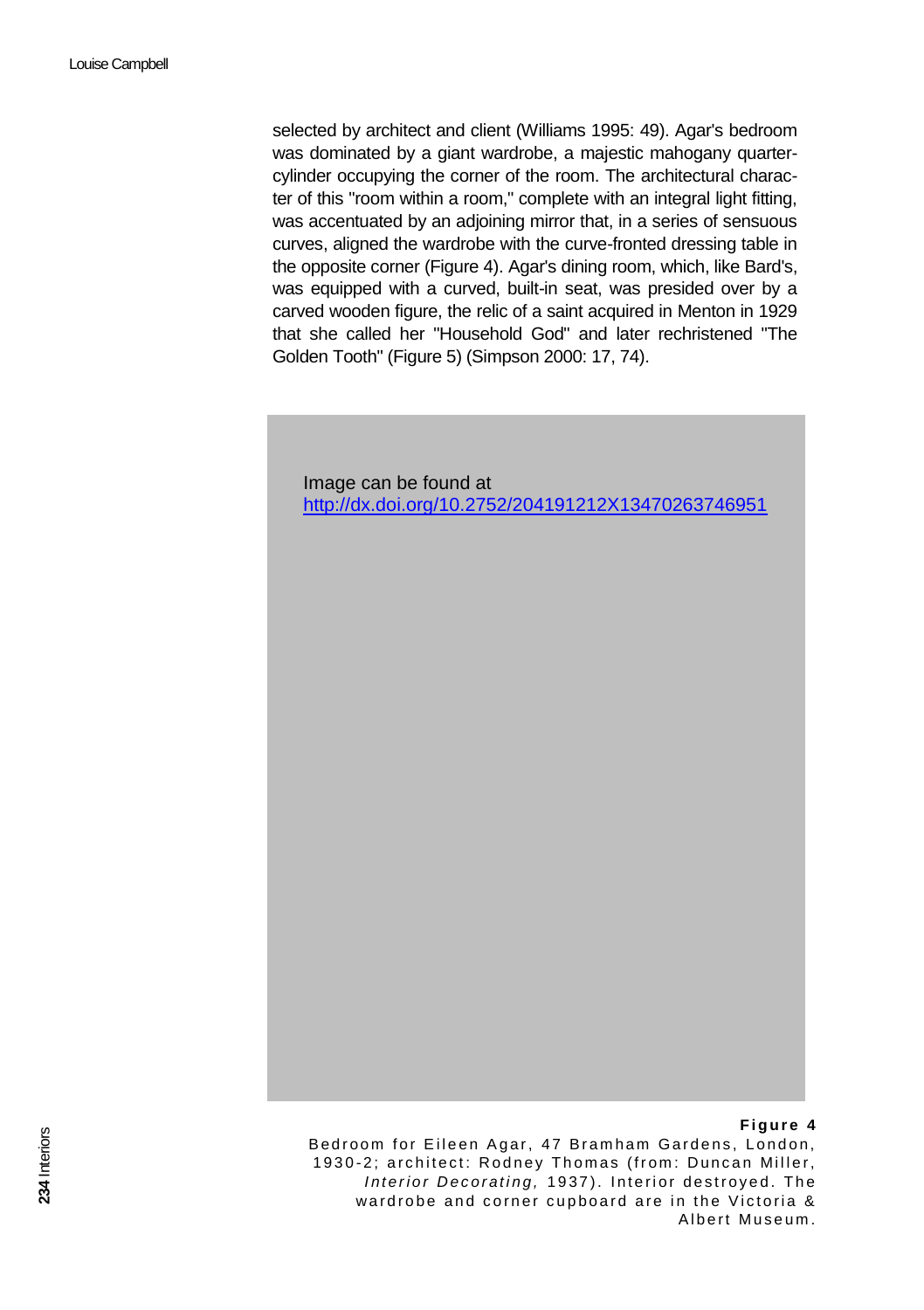selected by architect and client (Williams 1995: 49). Agar's bedroom was dominated by a giant wardrobe, a majestic mahogany quarter-cylinder occupying the corner of the room. The architectural character of this "room within a room," complete with an integral light fitting, was accentuated by an adjoining mirror that, in a series of sensuous curves, aligned the wardrobe with the curve-fronted dressing table in the opposite corner (Figure 4). Agar's dining room, which, like Bard's, was equipped with a curved, built-in seat, was presided over by a carved wooden figure, the relic of a saint acquired in Menton in 1929 that she called her "Household God" and later rechristened "The Golden Tooth" (Figure 5) (Simpson 2000: 17, 74).

Image can be found at http://dx.doi.org/10.2752/204191212X13470263746951

**Figure 4**
Bedroom for Eileen Agar, 47 Bramham Gardens, London, 1930-2; architect: Rodney Thomas (from: Duncan Miller, *Interior Decorating,* 1937). Interior destroyed. The wardrobe and corner cupboard are in the Victoria & Albert Museum.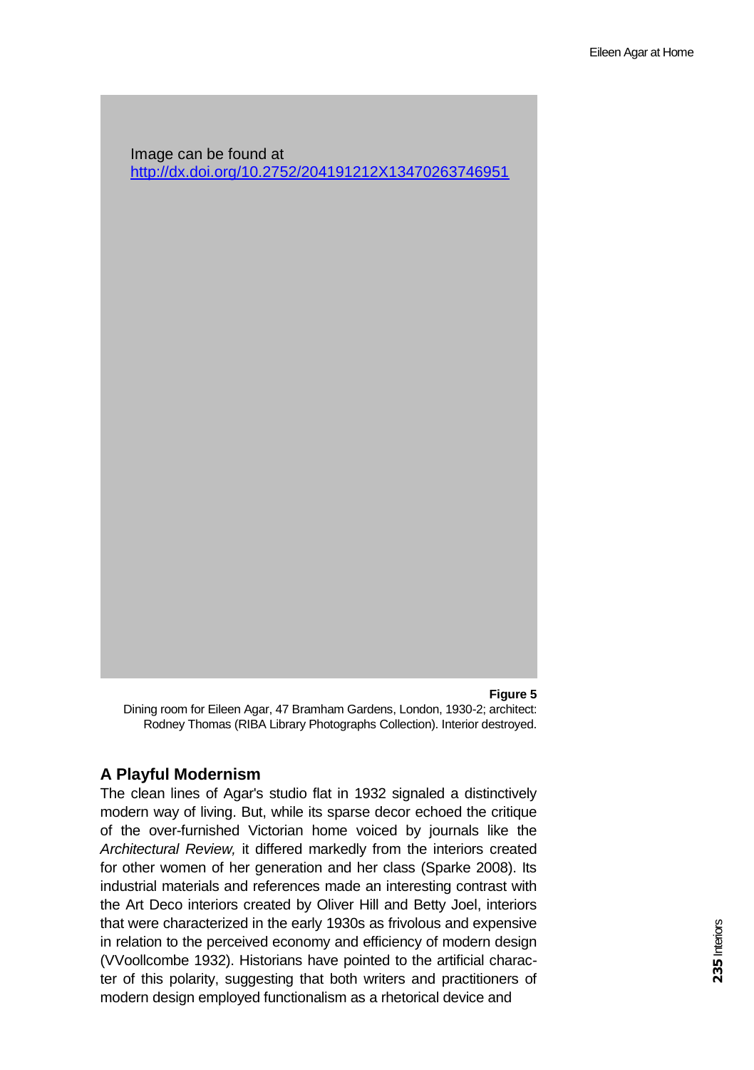Image can be found at
[http://dx.doi.org/10.2752/204191212X13470263746951](http://dx.doi.org/10.2752/204191212X13470263746951)

**Figure 5**

Dining room for Eileen Agar, 47 Bramham Gardens, London, 1930-2; architect: Rodney Thomas (RIBA Library Photographs Collection). Interior destroyed.

## A Playful Modernism

The clean lines of Agar's studio flat in 1932 signaled a distinctively modern way of living. But, while its sparse decor echoed the critique of the over-furnished Victorian home voiced by journals like the *Architectural Review,* it differed markedly from the interiors created for other women of her generation and her class (Sparke 2008). Its industrial materials and references made an interesting contrast with the Art Deco interiors created by Oliver Hill and Betty Joel, interiors that were characterized in the early 1930s as frivolous and expensive in relation to the perceived economy and efficiency of modern design (VVoollcombe 1932). Historians have pointed to the artificial character of this polarity, suggesting that both writers and practitioners of modern design employed functionalism as a rhetorical device and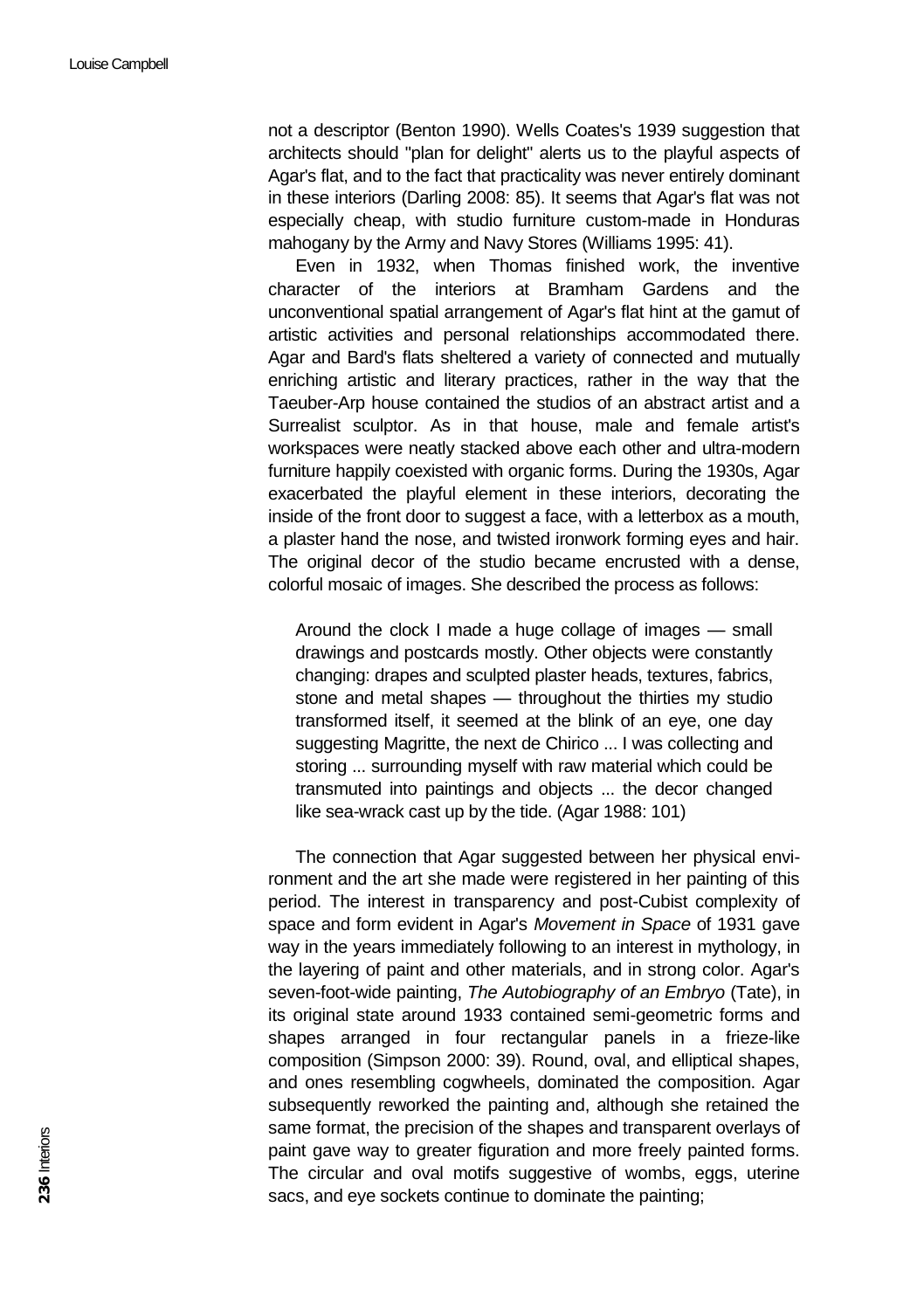not a descriptor (Benton 1990). Wells Coates's 1939 suggestion that architects should "plan for delight" alerts us to the playful aspects of Agar's flat, and to the fact that practicality was never entirely dominant in these interiors (Darling 2008: 85). It seems that Agar's flat was not especially cheap, with studio furniture custom-made in Honduras mahogany by the Army and Navy Stores (Williams 1995: 41).

Even in 1932, when Thomas finished work, the inventive character of the interiors at Bramham Gardens and the unconventional spatial arrangement of Agar's flat hint at the gamut of artistic activities and personal relationships accommodated there. Agar and Bard's flats sheltered a variety of connected and mutually enriching artistic and literary practices, rather in the way that the Taeuber-Arp house contained the studios of an abstract artist and a Surrealist sculptor. As in that house, male and female artist's workspaces were neatly stacked above each other and ultra-modern furniture happily coexisted with organic forms. During the 1930s, Agar exacerbated the playful element in these interiors, decorating the inside of the front door to suggest a face, with a letterbox as a mouth, a plaster hand the nose, and twisted ironwork forming eyes and hair. The original decor of the studio became encrusted with a dense, colorful mosaic of images. She described the process as follows:

> Around the clock I made a huge collage of images — small drawings and postcards mostly. Other objects were constantly changing: drapes and sculpted plaster heads, textures, fabrics, stone and metal shapes — throughout the thirties my studio transformed itself, it seemed at the blink of an eye, one day suggesting Magritte, the next de Chirico ... I was collecting and storing ... surrounding myself with raw material which could be transmuted into paintings and objects ... the decor changed like sea-wrack cast up by the tide. (Agar 1988: 101)

The connection that Agar suggested between her physical environment and the art she made were registered in her painting of this period. The interest in transparency and post-Cubist complexity of space and form evident in Agar's *Movement in Space* of 1931 gave way in the years immediately following to an interest in mythology, in the layering of paint and other materials, and in strong color. Agar's seven-foot-wide painting, *The Autobiography of an Embryo* (Tate), in its original state around 1933 contained semi-geometric forms and shapes arranged in four rectangular panels in a frieze-like composition (Simpson 2000: 39). Round, oval, and elliptical shapes, and ones resembling cogwheels, dominated the composition. Agar subsequently reworked the painting and, although she retained the same format, the precision of the shapes and transparent overlays of paint gave way to greater figuration and more freely painted forms. The circular and oval motifs suggestive of wombs, eggs, uterine sacs, and eye sockets continue to dominate the painting;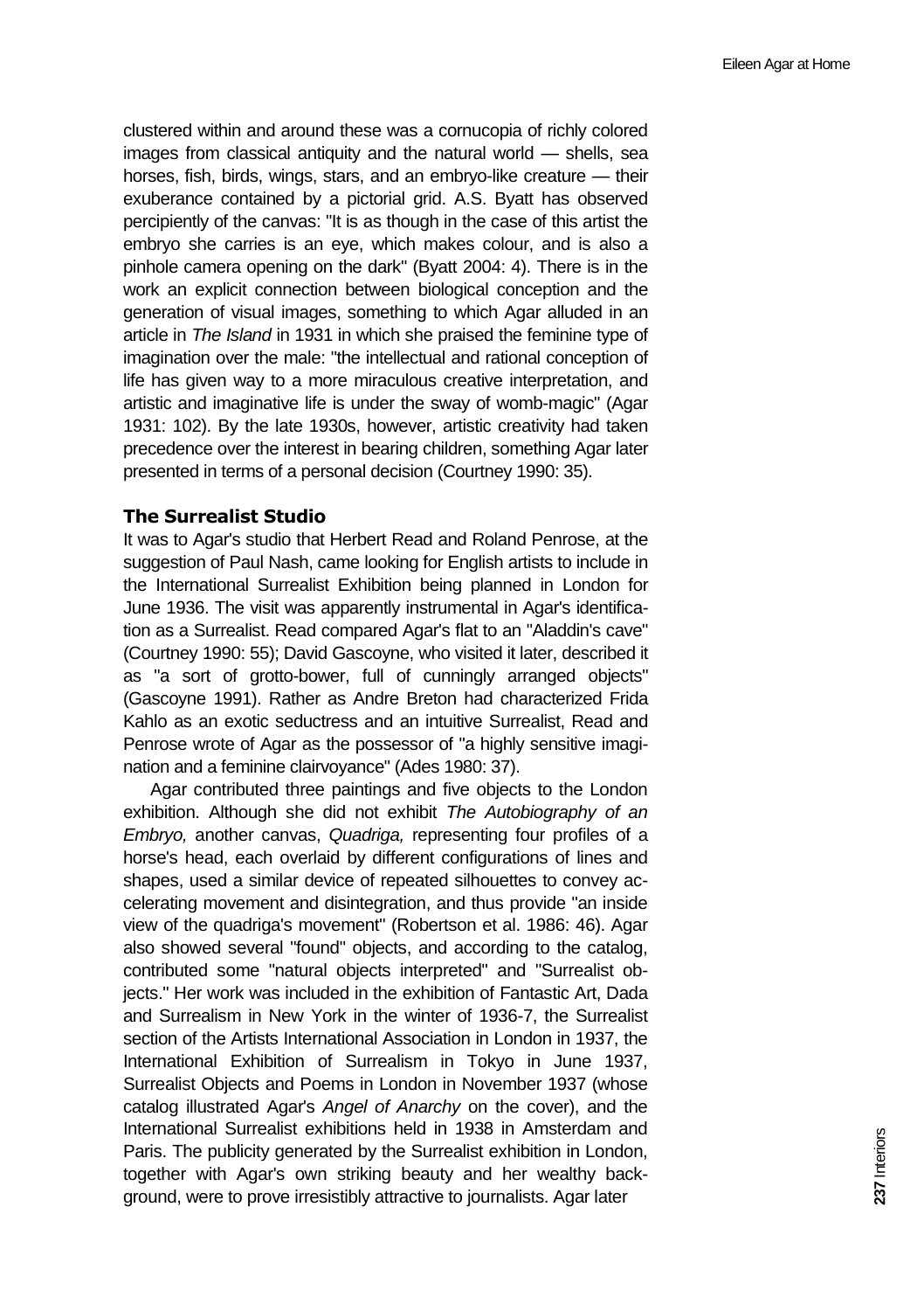clustered within and around these was a cornucopia of richly colored images from classical antiquity and the natural world — shells, sea horses, fish, birds, wings, stars, and an embryo-like creature — their exuberance contained by a pictorial grid. A.S. Byatt has observed percipiently of the canvas: "It is as though in the case of this artist the embryo she carries is an eye, which makes colour, and is also a pinhole camera opening on the dark" (Byatt 2004: 4). There is in the work an explicit connection between biological conception and the generation of visual images, something to which Agar alluded in an article in *The Island* in 1931 in which she praised the feminine type of imagination over the male: "the intellectual and rational conception of life has given way to a more miraculous creative interpretation, and artistic and imaginative life is under the sway of womb-magic" (Agar 1931: 102). By the late 1930s, however, artistic creativity had taken precedence over the interest in bearing children, something Agar later presented in terms of a personal decision (Courtney 1990: 35).

### The Surrealist Studio

It was to Agar's studio that Herbert Read and Roland Penrose, at the suggestion of Paul Nash, came looking for English artists to include in the International Surrealist Exhibition being planned in London for June 1936. The visit was apparently instrumental in Agar's identification as a Surrealist. Read compared Agar's flat to an "Aladdin's cave" (Courtney 1990: 55); David Gascoyne, who visited it later, described it as "a sort of grotto-bower, full of cunningly arranged objects" (Gascoyne 1991). Rather as Andre Breton had characterized Frida Kahlo as an exotic seductress and an intuitive Surrealist, Read and Penrose wrote of Agar as the possessor of "a highly sensitive imagination and a feminine clairvoyance" (Ades 1980: 37).

Agar contributed three paintings and five objects to the London exhibition. Although she did not exhibit *The Autobiography of an Embryo,* another canvas, *Quadriga,* representing four profiles of a horse's head, each overlaid by different configurations of lines and shapes, used a similar device of repeated silhouettes to convey accelerating movement and disintegration, and thus provide "an inside view of the quadriga's movement" (Robertson et al. 1986: 46). Agar also showed several "found" objects, and according to the catalog, contributed some "natural objects interpreted" and "Surrealist objects." Her work was included in the exhibition of Fantastic Art, Dada and Surrealism in New York in the winter of 1936-7, the Surrealist section of the Artists International Association in London in 1937, the International Exhibition of Surrealism in Tokyo in June 1937, Surrealist Objects and Poems in London in November 1937 (whose catalog illustrated Agar's *Angel of Anarchy* on the cover), and the International Surrealist exhibitions held in 1938 in Amsterdam and Paris. The publicity generated by the Surrealist exhibition in London, together with Agar's own striking beauty and her wealthy background, were to prove irresistibly attractive to journalists. Agar later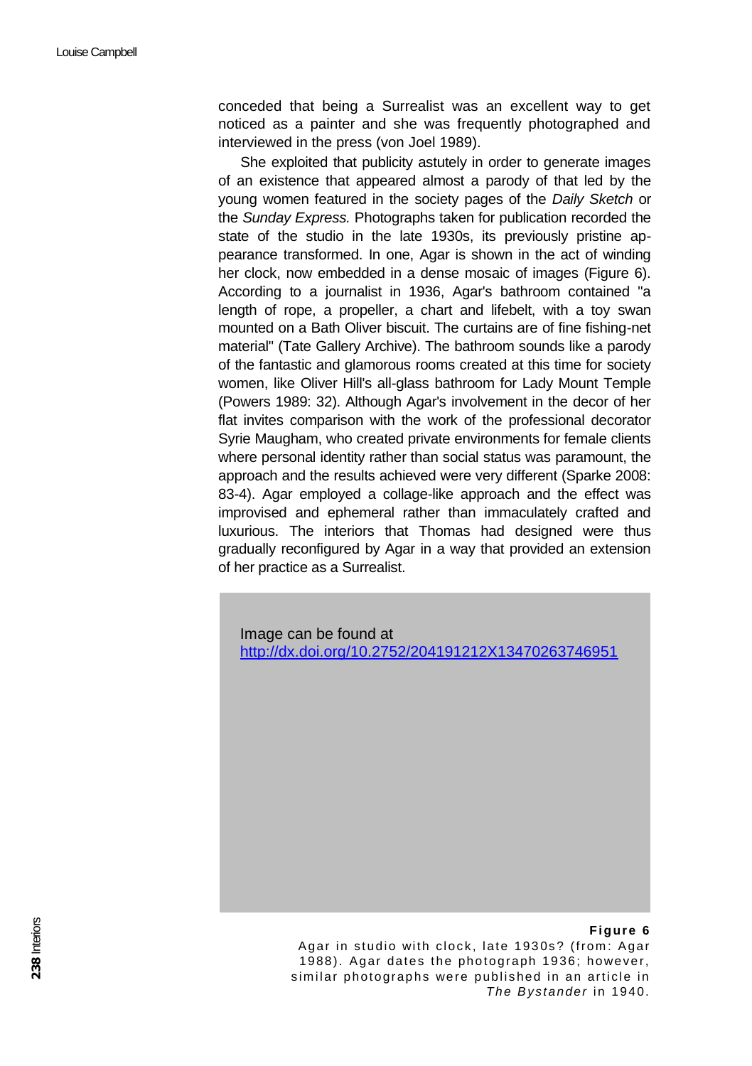conceded that being a Surrealist was an excellent way to get noticed as a painter and she was frequently photographed and interviewed in the press (von Joel 1989).

She exploited that publicity astutely in order to generate images of an existence that appeared almost a parody of that led by the young women featured in the society pages of the *Daily Sketch* or the *Sunday Express.* Photographs taken for publication recorded the state of the studio in the late 1930s, its previously pristine appearance transformed. In one, Agar is shown in the act of winding her clock, now embedded in a dense mosaic of images (Figure 6). According to a journalist in 1936, Agar's bathroom contained "a length of rope, a propeller, a chart and lifebelt, with a toy swan mounted on a Bath Oliver biscuit. The curtains are of fine fishing-net material" (Tate Gallery Archive). The bathroom sounds like a parody of the fantastic and glamorous rooms created at this time for society women, like Oliver Hill's all-glass bathroom for Lady Mount Temple (Powers 1989: 32). Although Agar's involvement in the decor of her flat invites comparison with the work of the professional decorator Syrie Maugham, who created private environments for female clients where personal identity rather than social status was paramount, the approach and the results achieved were very different (Sparke 2008: 83-4). Agar employed a collage-like approach and the effect was improvised and ephemeral rather than immaculately crafted and luxurious. The interiors that Thomas had designed were thus gradually reconfigured by Agar in a way that provided an extension of her practice as a Surrealist.

Image can be found at
http://dx.doi.org/10.2752/204191212X13470263746951

**Figure 6**
Agar in studio with clock, late 1930s? (from: Agar 1988). Agar dates the photograph 1936; however, similar photographs were published in an article in *The Bystander* in 1940.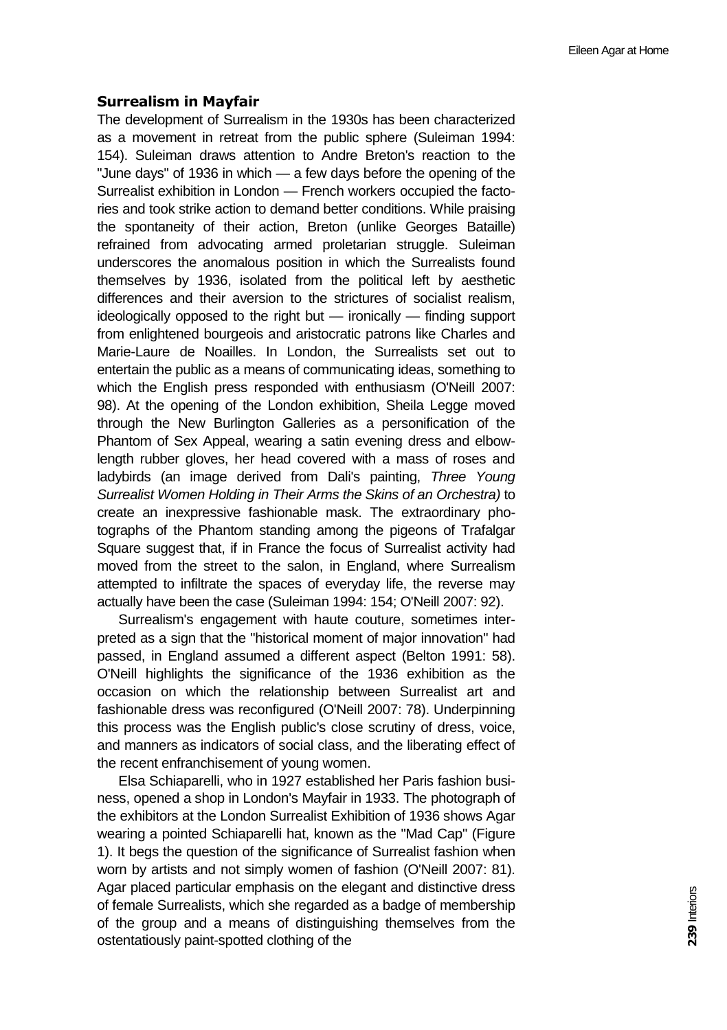## Surrealism in Mayfair

The development of Surrealism in the 1930s has been characterized as a movement in retreat from the public sphere (Suleiman 1994: 154). Suleiman draws attention to Andre Breton's reaction to the "June days" of 1936 in which — a few days before the opening of the Surrealist exhibition in London — French workers occupied the factories and took strike action to demand better conditions. While praising the spontaneity of their action, Breton (unlike Georges Bataille) refrained from advocating armed proletarian struggle. Suleiman underscores the anomalous position in which the Surrealists found themselves by 1936, isolated from the political left by aesthetic differences and their aversion to the strictures of socialist realism, ideologically opposed to the right but — ironically — finding support from enlightened bourgeois and aristocratic patrons like Charles and Marie-Laure de Noailles. In London, the Surrealists set out to entertain the public as a means of communicating ideas, something to which the English press responded with enthusiasm (O'Neill 2007: 98). At the opening of the London exhibition, Sheila Legge moved through the New Burlington Galleries as a personification of the Phantom of Sex Appeal, wearing a satin evening dress and elbow-length rubber gloves, her head covered with a mass of roses and ladybirds (an image derived from Dali's painting, *Three Young Surrealist Women Holding in Their Arms the Skins of an Orchestra)* to create an inexpressive fashionable mask. The extraordinary photographs of the Phantom standing among the pigeons of Trafalgar Square suggest that, if in France the focus of Surrealist activity had moved from the street to the salon, in England, where Surrealism attempted to infiltrate the spaces of everyday life, the reverse may actually have been the case (Suleiman 1994: 154; O'Neill 2007: 92).

Surrealism's engagement with haute couture, sometimes interpreted as a sign that the "historical moment of major innovation" had passed, in England assumed a different aspect (Belton 1991: 58). O'Neill highlights the significance of the 1936 exhibition as the occasion on which the relationship between Surrealist art and fashionable dress was reconfigured (O'Neill 2007: 78). Underpinning this process was the English public's close scrutiny of dress, voice, and manners as indicators of social class, and the liberating effect of the recent enfranchisement of young women.

Elsa Schiaparelli, who in 1927 established her Paris fashion business, opened a shop in London's Mayfair in 1933. The photograph of the exhibitors at the London Surrealist Exhibition of 1936 shows Agar wearing a pointed Schiaparelli hat, known as the "Mad Cap" (Figure 1). It begs the question of the significance of Surrealist fashion when worn by artists and not simply women of fashion (O'Neill 2007: 81). Agar placed particular emphasis on the elegant and distinctive dress of female Surrealists, which she regarded as a badge of membership of the group and a means of distinguishing themselves from the ostentatiously paint-spotted clothing of the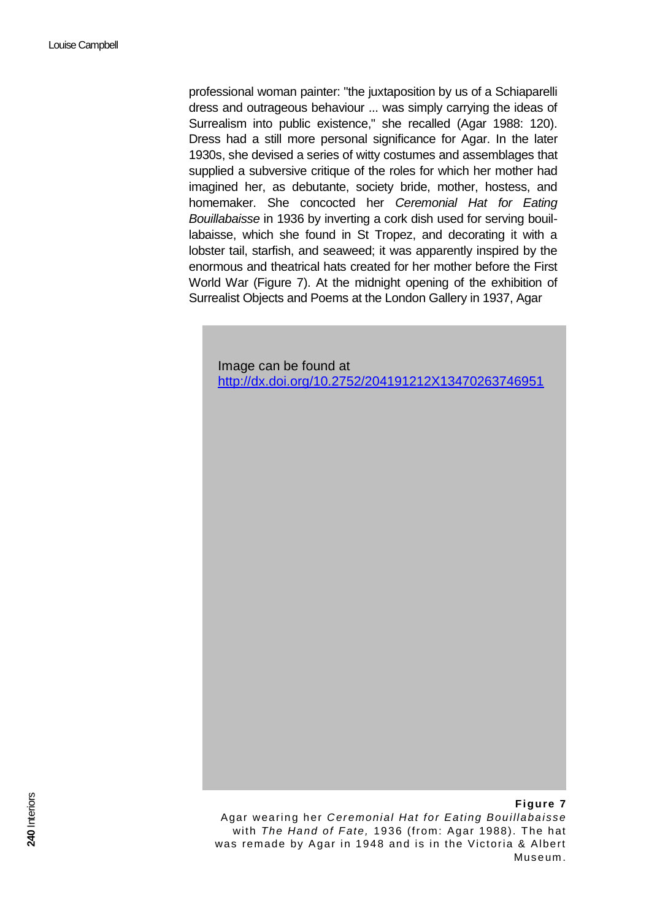professional woman painter: "the juxtaposition by us of a Schiaparelli dress and outrageous behaviour ... was simply carrying the ideas of Surrealism into public existence," she recalled (Agar 1988: 120). Dress had a still more personal significance for Agar. In the later 1930s, she devised a series of witty costumes and assemblages that supplied a subversive critique of the roles for which her mother had imagined her, as debutante, society bride, mother, hostess, and homemaker. She concocted her *Ceremonial Hat for Eating Bouillabaisse* in 1936 by inverting a cork dish used for serving bouillabaisse, which she found in St Tropez, and decorating it with a lobster tail, starfish, and seaweed; it was apparently inspired by the enormous and theatrical hats created for her mother before the First World War (Figure 7). At the midnight opening of the exhibition of Surrealist Objects and Poems at the London Gallery in 1937, Agar

Image can be found at http://dx.doi.org/10.2752/204191212X13470263746951

**Figure 7**
Agar wearing her *Ceremonial Hat for Eating Bouillabaisse* with *The Hand of Fate,* 1936 (from: Agar 1988). The hat was remade by Agar in 1948 and is in the Victoria & Albert Museum.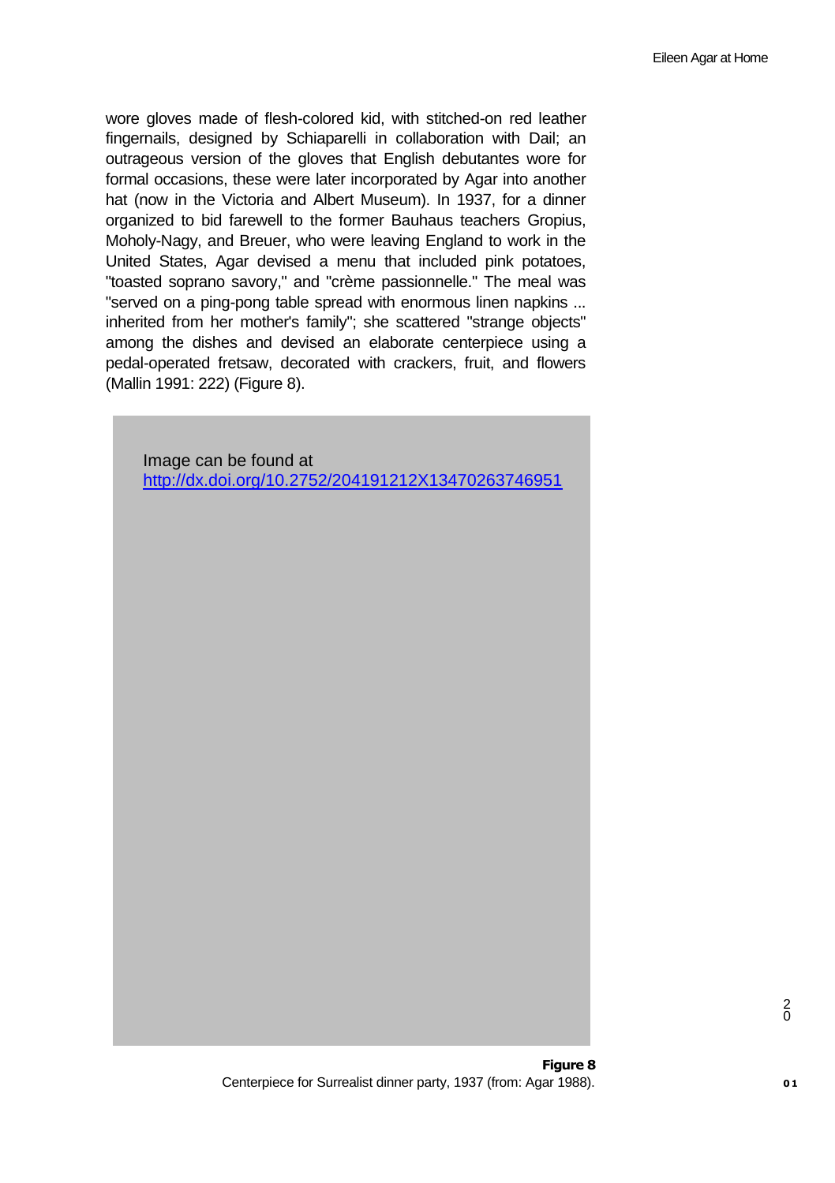wore gloves made of flesh-colored kid, with stitched-on red leather fingernails, designed by Schiaparelli in collaboration with Dalí; an outrageous version of the gloves that English debutantes wore for formal occasions, these were later incorporated by Agar into another hat (now in the Victoria and Albert Museum). In 1937, for a dinner organized to bid farewell to the former Bauhaus teachers Gropius, Moholy-Nagy, and Breuer, who were leaving England to work in the United States, Agar devised a menu that included pink potatoes, "toasted soprano savory," and "crème passionnelle." The meal was "served on a ping-pong table spread with enormous linen napkins ... inherited from her mother's family"; she scattered "strange objects" among the dishes and devised an elaborate centerpiece using a pedal-operated fretsaw, decorated with crackers, fruit, and flowers (Mallin 1991: 222) (Figure 8).

Image can be found at [http://dx.doi.org/10.2752/204191212X13470263746951](http://dx.doi.org/10.2752/204191212X13470263746951)

**Figure 8**
Centerpiece for Surrealist dinner party, 1937 (from: Agar 1988).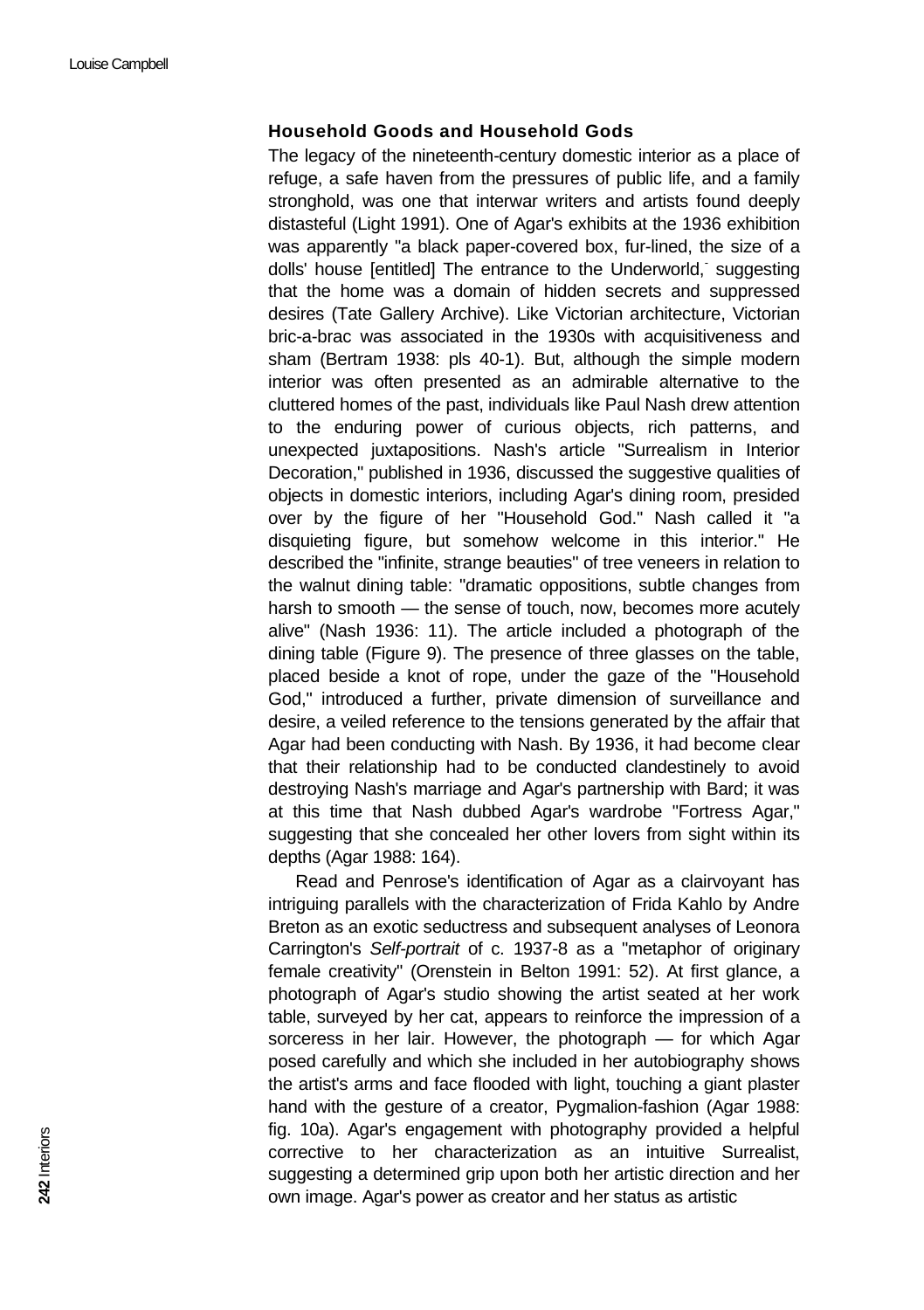### Household Goods and Household Gods

The legacy of the nineteenth-century domestic interior as a place of refuge, a safe haven from the pressures of public life, and a family stronghold, was one that interwar writers and artists found deeply distasteful (Light 1991). One of Agar's exhibits at the 1936 exhibition was apparently "a black paper-covered box, fur-lined, the size of a dolls' house [entitled] The entrance to the Underworld," suggesting that the home was a domain of hidden secrets and suppressed desires (Tate Gallery Archive). Like Victorian architecture, Victorian bric-a-brac was associated in the 1930s with acquisitiveness and sham (Bertram 1938: pls 40-1). But, although the simple modern interior was often presented as an admirable alternative to the cluttered homes of the past, individuals like Paul Nash drew attention to the enduring power of curious objects, rich patterns, and unexpected juxtapositions. Nash's article "Surrealism in Interior Decoration," published in 1936, discussed the suggestive qualities of objects in domestic interiors, including Agar's dining room, presided over by the figure of her "Household God." Nash called it "a disquieting figure, but somehow welcome in this interior." He described the "infinite, strange beauties" of tree veneers in relation to the walnut dining table: "dramatic oppositions, subtle changes from harsh to smooth — the sense of touch, now, becomes more acutely alive" (Nash 1936: 11). The article included a photograph of the dining table (Figure 9). The presence of three glasses on the table, placed beside a knot of rope, under the gaze of the "Household God," introduced a further, private dimension of surveillance and desire, a veiled reference to the tensions generated by the affair that Agar had been conducting with Nash. By 1936, it had become clear that their relationship had to be conducted clandestinely to avoid destroying Nash's marriage and Agar's partnership with Bard; it was at this time that Nash dubbed Agar's wardrobe "Fortress Agar," suggesting that she concealed her other lovers from sight within its depths (Agar 1988: 164).

Read and Penrose's identification of Agar as a clairvoyant has intriguing parallels with the characterization of Frida Kahlo by Andre Breton as an exotic seductress and subsequent analyses of Leonora Carrington's *Self-portrait* of c. 1937-8 as a "metaphor of originary female creativity" (Orenstein in Belton 1991: 52). At first glance, a photograph of Agar's studio showing the artist seated at her work table, surveyed by her cat, appears to reinforce the impression of a sorceress in her lair. However, the photograph — for which Agar posed carefully and which she included in her autobiography shows the artist's arms and face flooded with light, touching a giant plaster hand with the gesture of a creator, Pygmalion-fashion (Agar 1988: fig. 10a). Agar's engagement with photography provided a helpful corrective to her characterization as an intuitive Surrealist, suggesting a determined grip upon both her artistic direction and her own image. Agar's power as creator and her status as artistic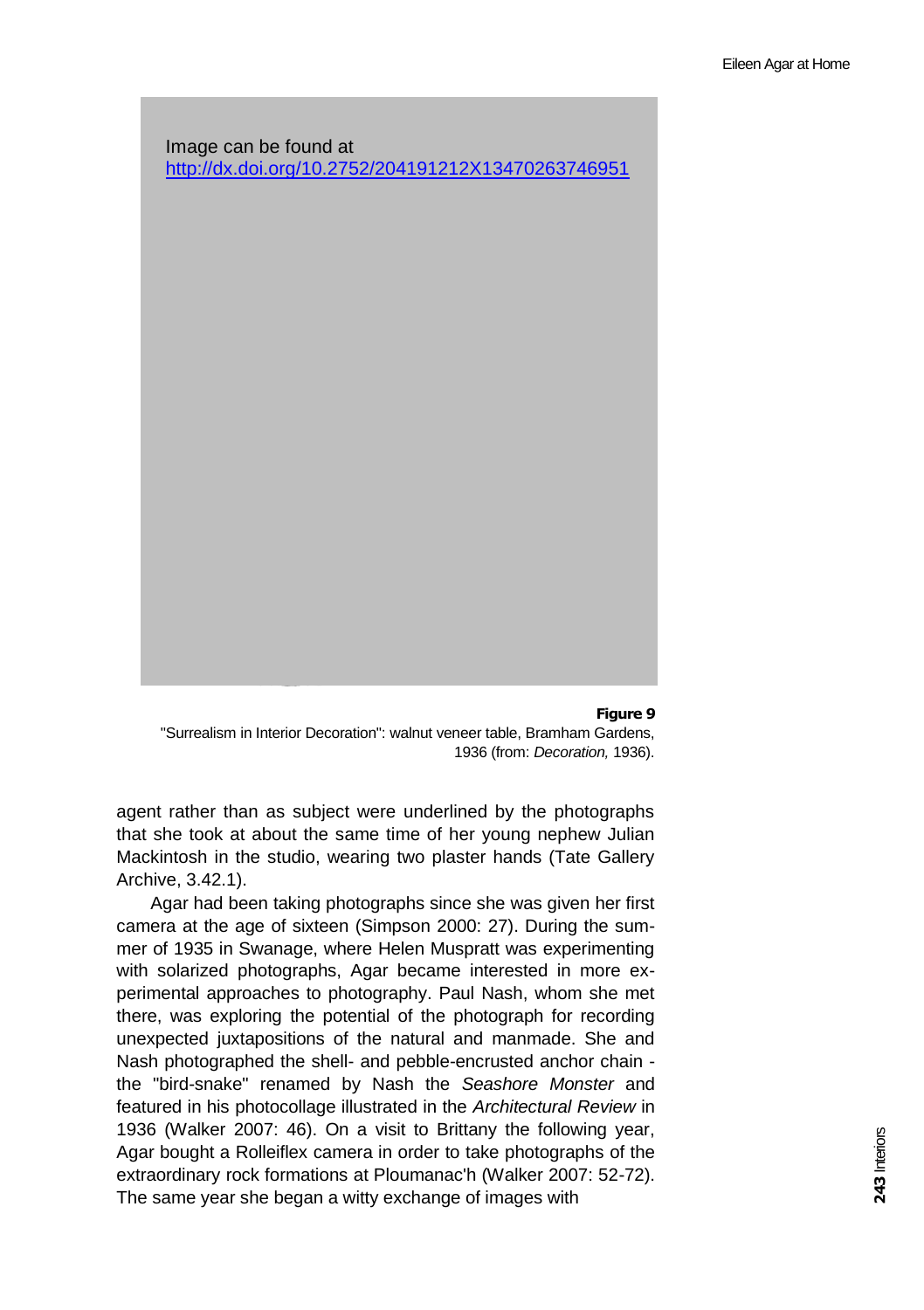Image can be found at
http://dx.doi.org/10.2752/204191212X13470263746951

**Figure 9**
"Surrealism in Interior Decoration": walnut veneer table, Bramham Gardens, 1936 (from: *Decoration,* 1936).

agent rather than as subject were underlined by the photographs that she took at about the same time of her young nephew Julian Mackintosh in the studio, wearing two plaster hands (Tate Gallery Archive, 3.42.1).

Agar had been taking photographs since she was given her first camera at the age of sixteen (Simpson 2000: 27). During the summer of 1935 in Swanage, where Helen Muspratt was experimenting with solarized photographs, Agar became interested in more experimental approaches to photography. Paul Nash, whom she met there, was exploring the potential of the photograph for recording unexpected juxtapositions of the natural and manmade. She and Nash photographed the shell- and pebble-encrusted anchor chain - the "bird-snake" renamed by Nash the *Seashore Monster* and featured in his photocollage illustrated in the *Architectural Review* in 1936 (Walker 2007: 46). On a visit to Brittany the following year, Agar bought a Rolleiflex camera in order to take photographs of the extraordinary rock formations at Ploumanac'h (Walker 2007: 52-72). The same year she began a witty exchange of images with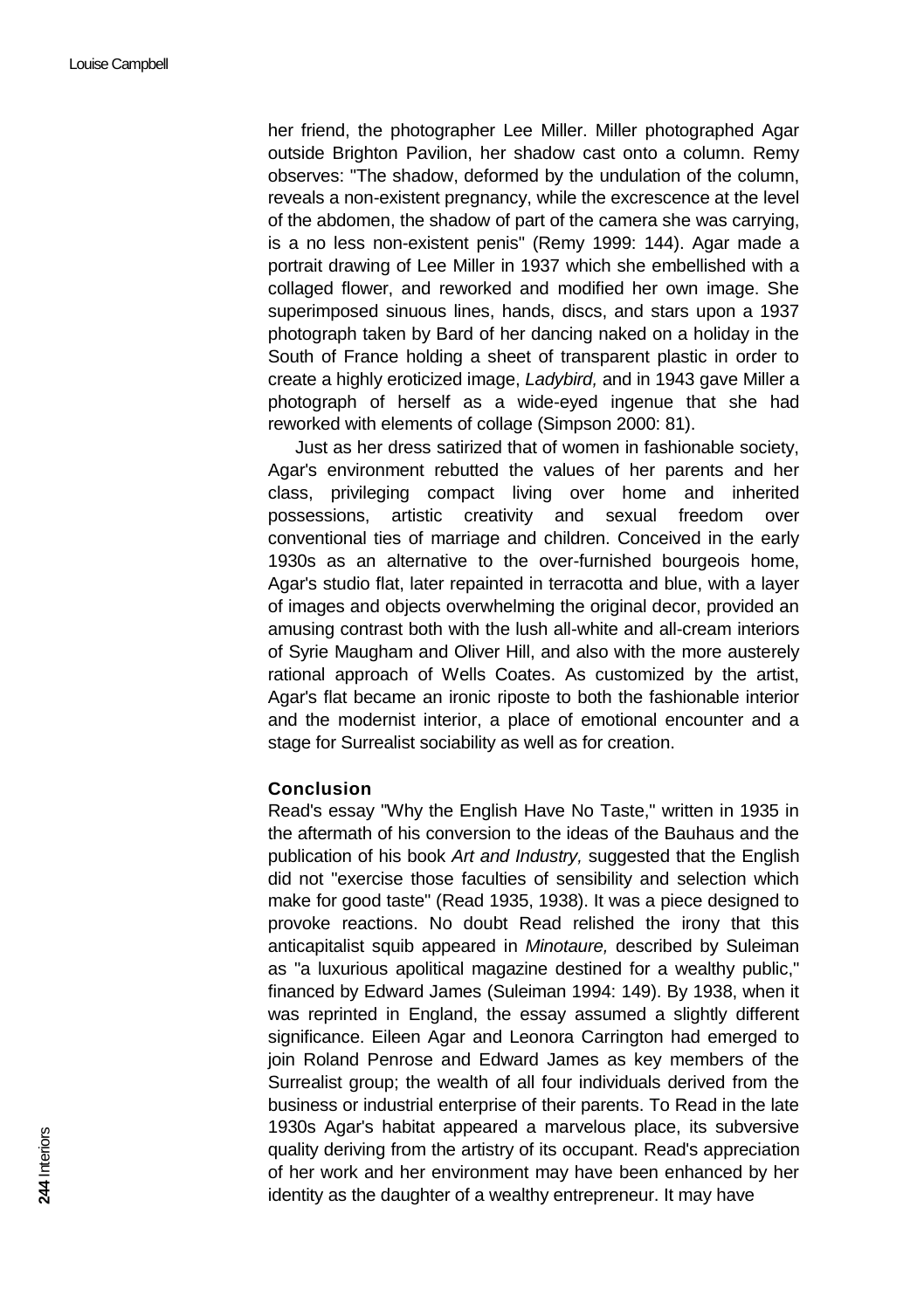her friend, the photographer Lee Miller. Miller photographed Agar outside Brighton Pavilion, her shadow cast onto a column. Remy observes: "The shadow, deformed by the undulation of the column, reveals a non-existent pregnancy, while the excrescence at the level of the abdomen, the shadow of part of the camera she was carrying, is a no less non-existent penis" (Remy 1999: 144). Agar made a portrait drawing of Lee Miller in 1937 which she embellished with a collaged flower, and reworked and modified her own image. She superimposed sinuous lines, hands, discs, and stars upon a 1937 photograph taken by Bard of her dancing naked on a holiday in the South of France holding a sheet of transparent plastic in order to create a highly eroticized image, *Ladybird,* and in 1943 gave Miller a photograph of herself as a wide-eyed ingenue that she had reworked with elements of collage (Simpson 2000: 81).

Just as her dress satirized that of women in fashionable society, Agar's environment rebutted the values of her parents and her class, privileging compact living over home and inherited possessions, artistic creativity and sexual freedom over conventional ties of marriage and children. Conceived in the early 1930s as an alternative to the over-furnished bourgeois home, Agar's studio flat, later repainted in terracotta and blue, with a layer of images and objects overwhelming the original decor, provided an amusing contrast both with the lush all-white and all-cream interiors of Syrie Maugham and Oliver Hill, and also with the more austerely rational approach of Wells Coates. As customized by the artist, Agar's flat became an ironic riposte to both the fashionable interior and the modernist interior, a place of emotional encounter and a stage for Surrealist sociability as well as for creation.

## Conclusion

Read's essay "Why the English Have No Taste," written in 1935 in the aftermath of his conversion to the ideas of the Bauhaus and the publication of his book *Art and Industry,* suggested that the English did not "exercise those faculties of sensibility and selection which make for good taste" (Read 1935, 1938). It was a piece designed to provoke reactions. No doubt Read relished the irony that this anticapitalist squib appeared in *Minotaure,* described by Suleiman as "a luxurious apolitical magazine destined for a wealthy public," financed by Edward James (Suleiman 1994: 149). By 1938, when it was reprinted in England, the essay assumed a slightly different significance. Eileen Agar and Leonora Carrington had emerged to join Roland Penrose and Edward James as key members of the Surrealist group; the wealth of all four individuals derived from the business or industrial enterprise of their parents. To Read in the late 1930s Agar's habitat appeared a marvelous place, its subversive quality deriving from the artistry of its occupant. Read's appreciation of her work and her environment may have been enhanced by her identity as the daughter of a wealthy entrepreneur. It may have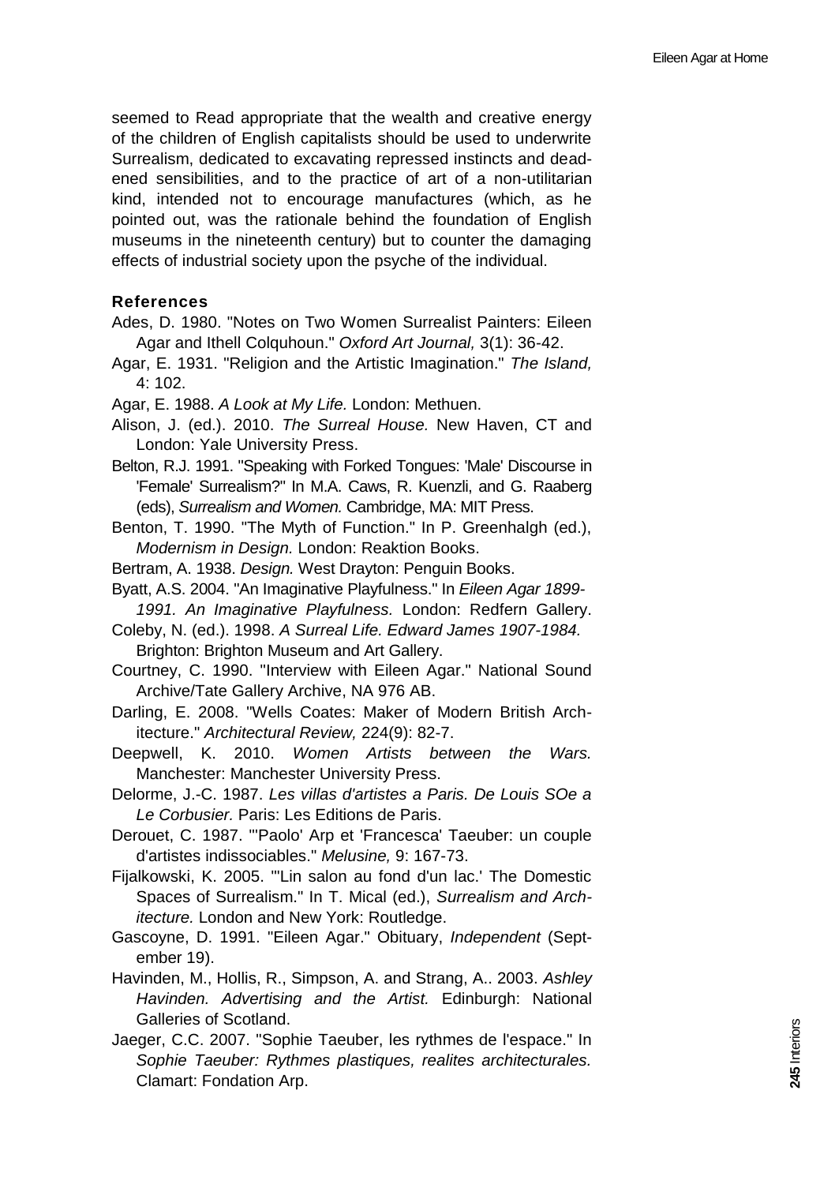seemed to Read appropriate that the wealth and creative energy of the children of English capitalists should be used to underwrite Surrealism, dedicated to excavating repressed instincts and deadened sensibilities, and to the practice of art of a non-utilitarian kind, intended not to encourage manufactures (which, as he pointed out, was the rationale behind the foundation of English museums in the nineteenth century) but to counter the damaging effects of industrial society upon the psyche of the individual.

## References

Ades, D. 1980. "Notes on Two Women Surrealist Painters: Eileen Agar and Ithell Colquhoun." *Oxford Art Journal,* 3(1): 36-42.

Agar, E. 1931. "Religion and the Artistic Imagination." *The Island,* 4: 102.

Agar, E. 1988. *A Look at My Life.* London: Methuen.

Alison, J. (ed.). 2010. *The Surreal House.* New Haven, CT and London: Yale University Press.

Belton, R.J. 1991. "Speaking with Forked Tongues: 'Male' Discourse in 'Female' Surrealism?" In M.A. Caws, R. Kuenzli, and G. Raaberg (eds), *Surrealism and Women.* Cambridge, MA: MIT Press.

Benton, T. 1990. "The Myth of Function." In P. Greenhalgh (ed.), *Modernism in Design.* London: Reaktion Books.

Bertram, A. 1938. *Design.* West Drayton: Penguin Books.

Byatt, A.S. 2004. "An Imaginative Playfulness." In *Eileen Agar 1899-1991. An Imaginative Playfulness.* London: Redfern Gallery.

Coleby, N. (ed.). 1998. *A Surreal Life. Edward James 1907-1984.* Brighton: Brighton Museum and Art Gallery.

Courtney, C. 1990. "Interview with Eileen Agar." National Sound Archive/Tate Gallery Archive, NA 976 AB.

Darling, E. 2008. "Wells Coates: Maker of Modern British Architecture." *Architectural Review,* 224(9): 82-7.

Deepwell, K. 2010. *Women Artists between the Wars.* Manchester: Manchester University Press.

Delorme, J.-C. 1987. *Les villas d'artistes a Paris. De Louis SOe a Le Corbusier.* Paris: Les Editions de Paris.

Derouet, C. 1987. "'Paolo' Arp et 'Francesca' Taeuber: un couple d'artistes indissociables." *Melusine,* 9: 167-73.

Fijalkowski, K. 2005. "'Lin salon au fond d'un lac.' The Domestic Spaces of Surrealism." In T. Mical (ed.), *Surrealism and Architecture.* London and New York: Routledge.

Gascoyne, D. 1991. "Eileen Agar." Obituary, *Independent* (September 19).

Havinden, M., Hollis, R., Simpson, A. and Strang, A.. 2003. *Ashley Havinden. Advertising and the Artist.* Edinburgh: National Galleries of Scotland.

Jaeger, C.C. 2007. "Sophie Taeuber, les rythmes de l'espace." In *Sophie Taeuber: Rythmes plastiques, realites architecturales.* Clamart: Fondation Arp.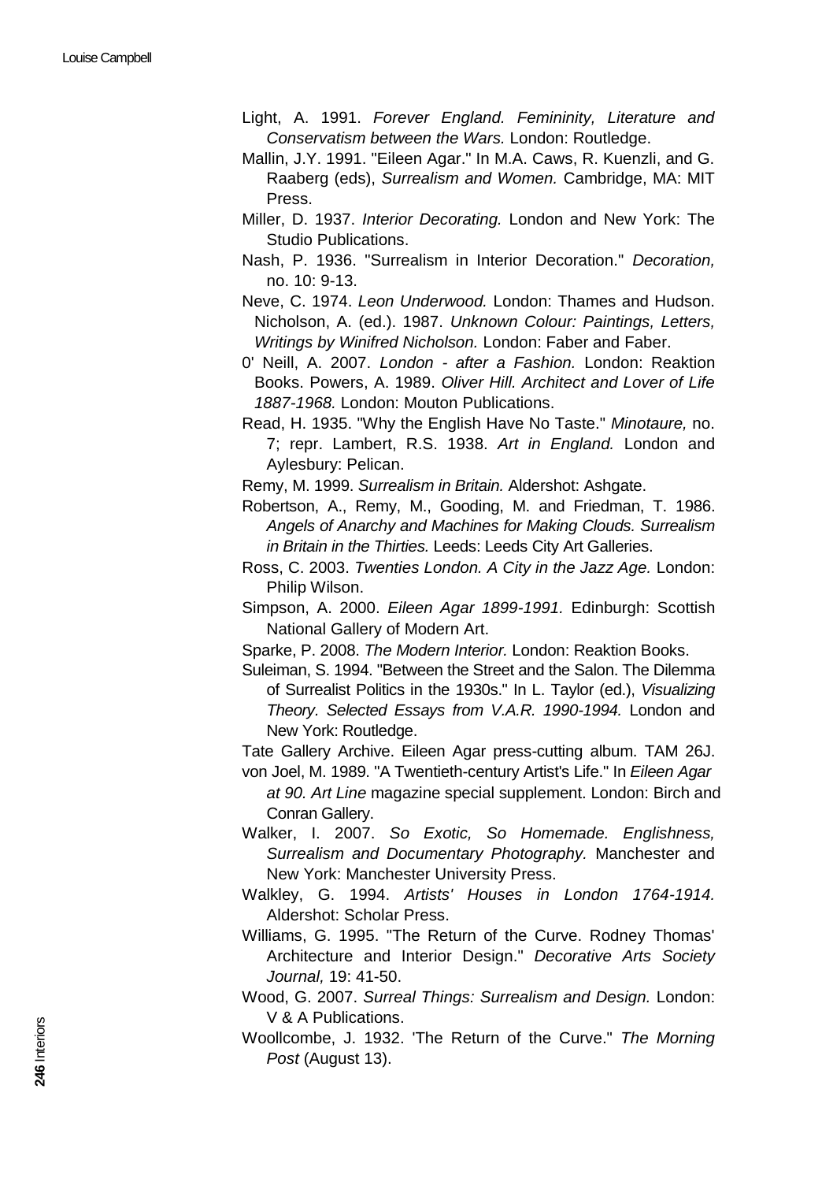Light, A. 1991. *Forever England. Femininity, Literature and Conservatism between the Wars.* London: Routledge.

Mallin, J.Y. 1991. "Eileen Agar." In M.A. Caws, R. Kuenzli, and G. Raaberg (eds), *Surrealism and Women.* Cambridge, MA: MIT Press.

Miller, D. 1937. *Interior Decorating.* London and New York: The Studio Publications.

Nash, P. 1936. "Surrealism in Interior Decoration." *Decoration,* no. 10: 9-13.

Neve, C. 1974. *Leon Underwood.* London: Thames and Hudson. Nicholson, A. (ed.). 1987. *Unknown Colour: Paintings, Letters, Writings by Winifred Nicholson.* London: Faber and Faber.

0' Neill, A. 2007. *London - after a Fashion.* London: Reaktion Books. Powers, A. 1989. *Oliver Hill. Architect and Lover of Life 1887-1968.* London: Mouton Publications.

Read, H. 1935. "Why the English Have No Taste." *Minotaure,* no. 7; repr. Lambert, R.S. 1938. *Art in England.* London and Aylesbury: Pelican.

Remy, M. 1999. *Surrealism in Britain.* Aldershot: Ashgate.

Robertson, A., Remy, M., Gooding, M. and Friedman, T. 1986. *Angels of Anarchy and Machines for Making Clouds. Surrealism in Britain in the Thirties.* Leeds: Leeds City Art Galleries.

Ross, C. 2003. *Twenties London. A City in the Jazz Age.* London: Philip Wilson.

Simpson, A. 2000. *Eileen Agar 1899-1991.* Edinburgh: Scottish National Gallery of Modern Art.

Sparke, P. 2008. *The Modern Interior.* London: Reaktion Books.

Suleiman, S. 1994. "Between the Street and the Salon. The Dilemma of Surrealist Politics in the 1930s." In L. Taylor (ed.), *Visualizing Theory. Selected Essays from V.A.R. 1990-1994.* London and New York: Routledge.

Tate Gallery Archive. Eileen Agar press-cutting album. TAM 26J.

von Joel, M. 1989. "A Twentieth-century Artist's Life." In *Eileen Agar at 90. Art Line* magazine special supplement. London: Birch and Conran Gallery.

Walker, I. 2007. *So Exotic, So Homemade. Englishness, Surrealism and Documentary Photography.* Manchester and New York: Manchester University Press.

Walkley, G. 1994. *Artists' Houses in London 1764-1914.* Aldershot: Scholar Press.

Williams, G. 1995. "The Return of the Curve. Rodney Thomas' Architecture and Interior Design." *Decorative Arts Society Journal,* 19: 41-50.

Wood, G. 2007. *Surreal Things: Surrealism and Design.* London: V & A Publications.

Woollcombe, J. 1932. 'The Return of the Curve." *The Morning Post* (August 13).